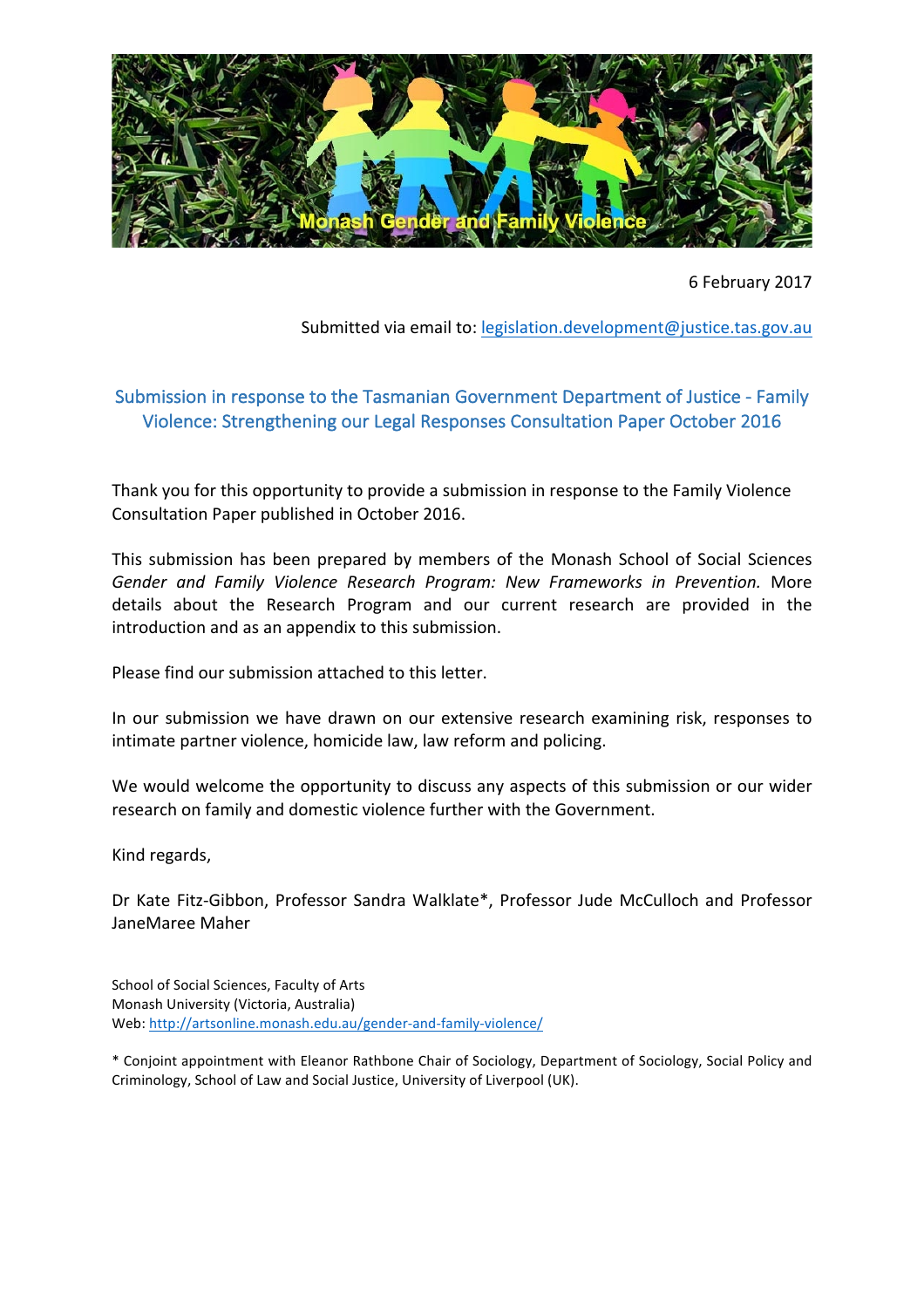Monash Gender and Family Violence

6 February 2017

Submitted via email to: legislation.development@justice.tas.gov.au

## Submission in response to the Tasmanian Government Department of Justice - Family Violence: Strengthening our Legal Responses Consultation Paper October 2016

Thank you for this opportunity to provide a submission in response to the Family Violence Consultation Paper published in October 2016.

This submission has been prepared by members of the Monash School of Social Sciences *Gender and Family Violence Research Program: New Frameworks in Prevention.* More details about the Research Program and our current research are provided in the introduction and as an appendix to this submission.

Please find our submission attached to this letter.

In our submission we have drawn on our extensive research examining risk, responses to intimate partner violence, homicide law, law reform and policing.

We would welcome the opportunity to discuss any aspects of this submission or our wider research on family and domestic violence further with the Government.

Kind regards,

Dr Kate Fitz-Gibbon, Professor Sandra Walklate*, Professor Jude McCulloch and Professor JaneMaree Maher

School of Social Sciences, Faculty of Arts
Monash University (Victoria, Australia)
Web: http://artsonline.monash.edu.au/gender-and-family-violence/

* Conjoint appointment with Eleanor Rathbone Chair of Sociology, Department of Sociology, Social Policy and Criminology, School of Law and Social Justice, University of Liverpool (UK).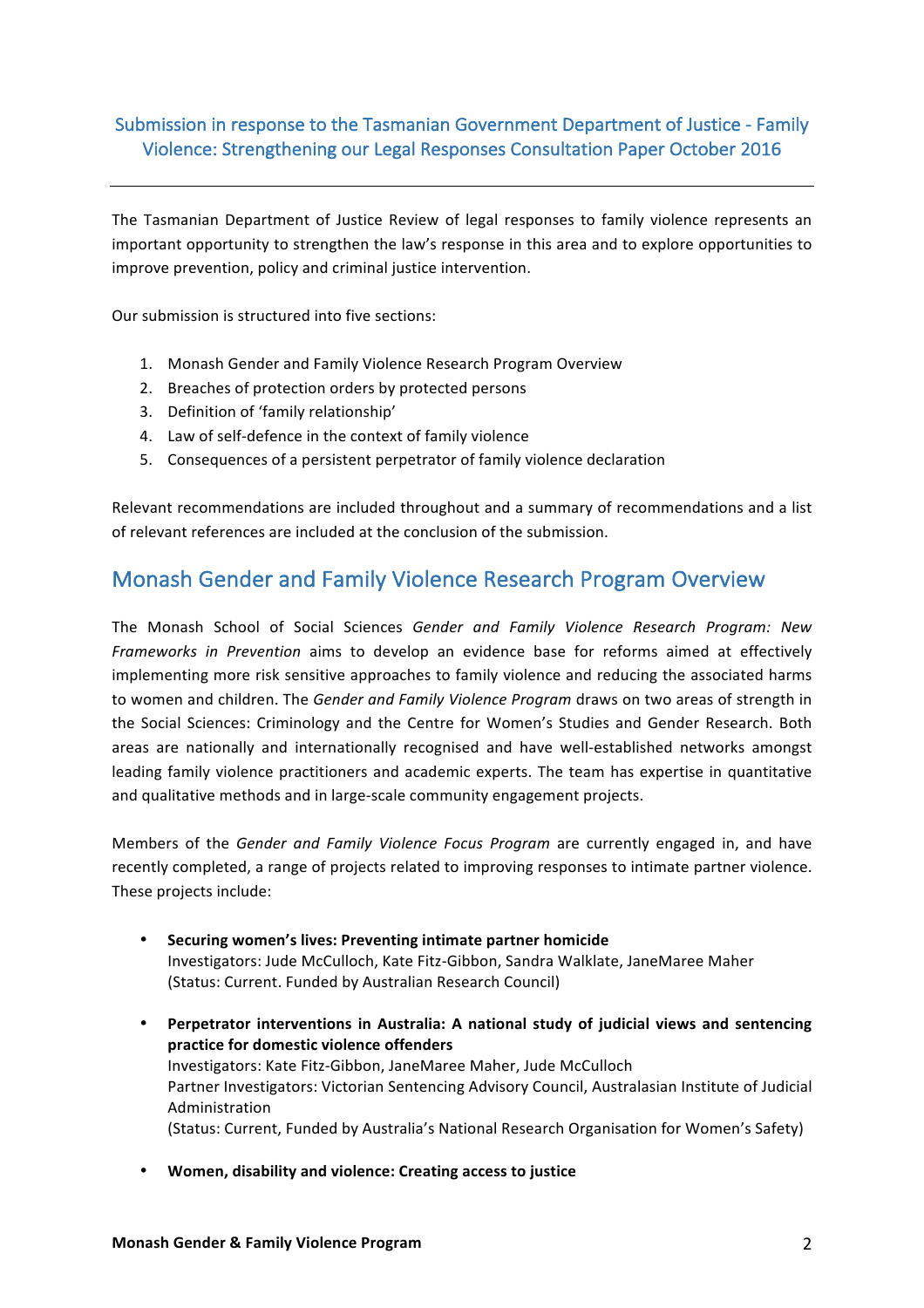## Submission in response to the Tasmanian Government Department of Justice - Family Violence: Strengthening our Legal Responses Consultation Paper October 2016

---

The Tasmanian Department of Justice Review of legal responses to family violence represents an important opportunity to strengthen the law's response in this area and to explore opportunities to improve prevention, policy and criminal justice intervention.

Our submission is structured into five sections:

1. Monash Gender and Family Violence Research Program Overview
2. Breaches of protection orders by protected persons
3. Definition of 'family relationship'
4. Law of self-defence in the context of family violence
5. Consequences of a persistent perpetrator of family violence declaration

Relevant recommendations are included throughout and a summary of recommendations and a list of relevant references are included at the conclusion of the submission.

# Monash Gender and Family Violence Research Program Overview

The Monash School of Social Sciences *Gender and Family Violence Research Program: New Frameworks in Prevention* aims to develop an evidence base for reforms aimed at effectively implementing more risk sensitive approaches to family violence and reducing the associated harms to women and children. The *Gender and Family Violence Program* draws on two areas of strength in the Social Sciences: Criminology and the Centre for Women's Studies and Gender Research. Both areas are nationally and internationally recognised and have well-established networks amongst leading family violence practitioners and academic experts. The team has expertise in quantitative and qualitative methods and in large-scale community engagement projects.

Members of the *Gender and Family Violence Focus Program* are currently engaged in, and have recently completed, a range of projects related to improving responses to intimate partner violence. These projects include:

- **Securing women's lives: Preventing intimate partner homicide**
  Investigators: Jude McCulloch, Kate Fitz-Gibbon, Sandra Walklate, JaneMaree Maher
  (Status: Current. Funded by Australian Research Council)

- **Perpetrator interventions in Australia: A national study of judicial views and sentencing practice for domestic violence offenders**
  Investigators: Kate Fitz-Gibbon, JaneMaree Maher, Jude McCulloch
  Partner Investigators: Victorian Sentencing Advisory Council, Australasian Institute of Judicial Administration
  (Status: Current, Funded by Australia's National Research Organisation for Women's Safety)

- **Women, disability and violence: Creating access to justice**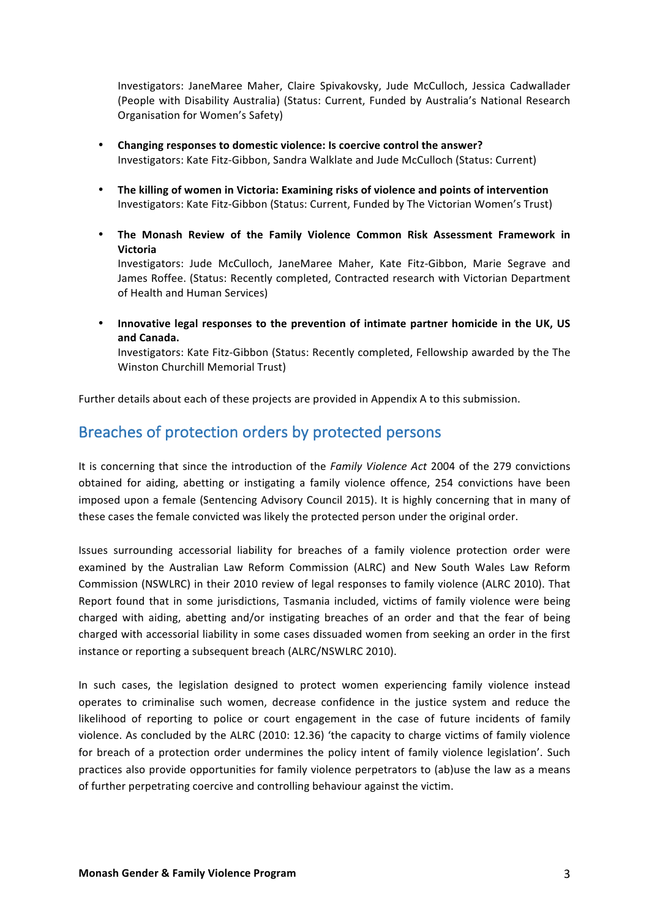Investigators: JaneMaree Maher, Claire Spivakovsky, Jude McCulloch, Jessica Cadwallader (People with Disability Australia) (Status: Current, Funded by Australia's National Research Organisation for Women's Safety)

- **Changing responses to domestic violence: Is coercive control the answer?**
  Investigators: Kate Fitz-Gibbon, Sandra Walklate and Jude McCulloch (Status: Current)

- **The killing of women in Victoria: Examining risks of violence and points of intervention**
  Investigators: Kate Fitz-Gibbon (Status: Current, Funded by The Victorian Women's Trust)

- **The Monash Review of the Family Violence Common Risk Assessment Framework in Victoria**
  Investigators: Jude McCulloch, JaneMaree Maher, Kate Fitz-Gibbon, Marie Segrave and James Roffee. (Status: Recently completed, Contracted research with Victorian Department of Health and Human Services)

- **Innovative legal responses to the prevention of intimate partner homicide in the UK, US and Canada.**
  Investigators: Kate Fitz-Gibbon (Status: Recently completed, Fellowship awarded by the The Winston Churchill Memorial Trust)

Further details about each of these projects are provided in Appendix A to this submission.

## Breaches of protection orders by protected persons

It is concerning that since the introduction of the *Family Violence Act* 2004 of the 279 convictions obtained for aiding, abetting or instigating a family violence offence, 254 convictions have been imposed upon a female (Sentencing Advisory Council 2015). It is highly concerning that in many of these cases the female convicted was likely the protected person under the original order.

Issues surrounding accessorial liability for breaches of a family violence protection order were examined by the Australian Law Reform Commission (ALRC) and New South Wales Law Reform Commission (NSWLRC) in their 2010 review of legal responses to family violence (ALRC 2010). That Report found that in some jurisdictions, Tasmania included, victims of family violence were being charged with aiding, abetting and/or instigating breaches of an order and that the fear of being charged with accessorial liability in some cases dissuaded women from seeking an order in the first instance or reporting a subsequent breach (ALRC/NSWLRC 2010).

In such cases, the legislation designed to protect women experiencing family violence instead operates to criminalise such women, decrease confidence in the justice system and reduce the likelihood of reporting to police or court engagement in the case of future incidents of family violence. As concluded by the ALRC (2010: 12.36) 'the capacity to charge victims of family violence for breach of a protection order undermines the policy intent of family violence legislation'. Such practices also provide opportunities for family violence perpetrators to (ab)use the law as a means of further perpetrating coercive and controlling behaviour against the victim.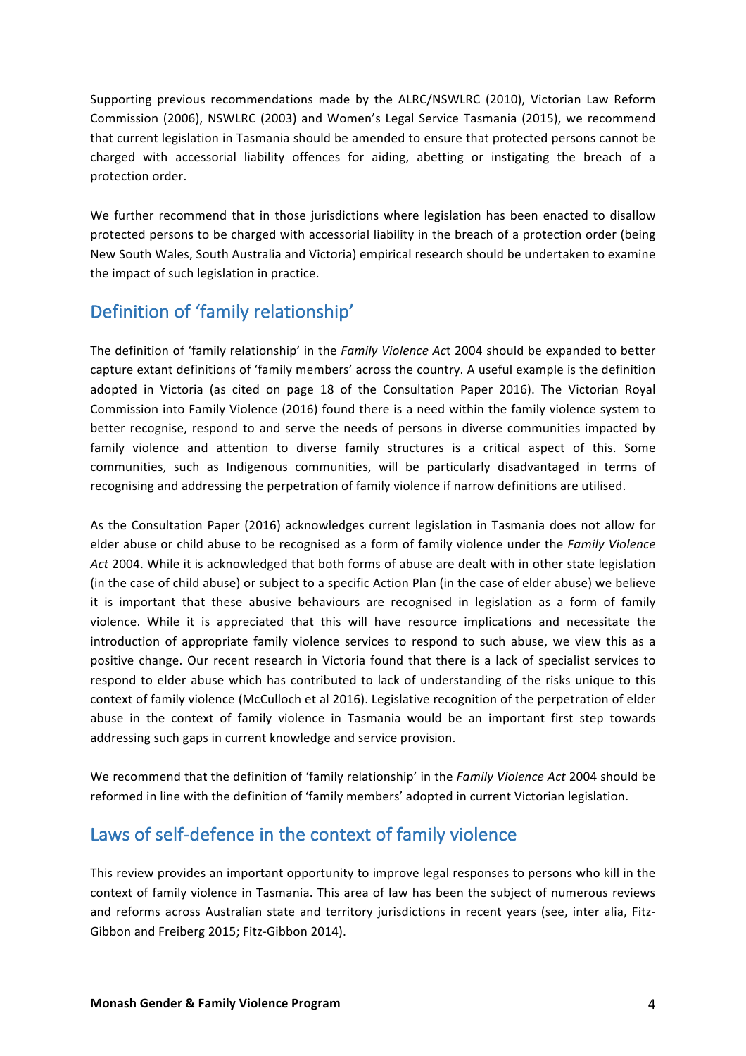Supporting previous recommendations made by the ALRC/NSWLRC (2010), Victorian Law Reform Commission (2006), NSWLRC (2003) and Women's Legal Service Tasmania (2015), we recommend that current legislation in Tasmania should be amended to ensure that protected persons cannot be charged with accessorial liability offences for aiding, abetting or instigating the breach of a protection order.

We further recommend that in those jurisdictions where legislation has been enacted to disallow protected persons to be charged with accessorial liability in the breach of a protection order (being New South Wales, South Australia and Victoria) empirical research should be undertaken to examine the impact of such legislation in practice.

## Definition of 'family relationship'

The definition of 'family relationship' in the *Family Violence Act* 2004 should be expanded to better capture extant definitions of 'family members' across the country. A useful example is the definition adopted in Victoria (as cited on page 18 of the Consultation Paper 2016). The Victorian Royal Commission into Family Violence (2016) found there is a need within the family violence system to better recognise, respond to and serve the needs of persons in diverse communities impacted by family violence and attention to diverse family structures is a critical aspect of this. Some communities, such as Indigenous communities, will be particularly disadvantaged in terms of recognising and addressing the perpetration of family violence if narrow definitions are utilised.

As the Consultation Paper (2016) acknowledges current legislation in Tasmania does not allow for elder abuse or child abuse to be recognised as a form of family violence under the *Family Violence Act* 2004. While it is acknowledged that both forms of abuse are dealt with in other state legislation (in the case of child abuse) or subject to a specific Action Plan (in the case of elder abuse) we believe it is important that these abusive behaviours are recognised in legislation as a form of family violence. While it is appreciated that this will have resource implications and necessitate the introduction of appropriate family violence services to respond to such abuse, we view this as a positive change. Our recent research in Victoria found that there is a lack of specialist services to respond to elder abuse which has contributed to lack of understanding of the risks unique to this context of family violence (McCulloch et al 2016). Legislative recognition of the perpetration of elder abuse in the context of family violence in Tasmania would be an important first step towards addressing such gaps in current knowledge and service provision.

We recommend that the definition of 'family relationship' in the *Family Violence Act* 2004 should be reformed in line with the definition of 'family members' adopted in current Victorian legislation.

## Laws of self-defence in the context of family violence

This review provides an important opportunity to improve legal responses to persons who kill in the context of family violence in Tasmania. This area of law has been the subject of numerous reviews and reforms across Australian state and territory jurisdictions in recent years (see, inter alia, Fitz-Gibbon and Freiberg 2015; Fitz-Gibbon 2014).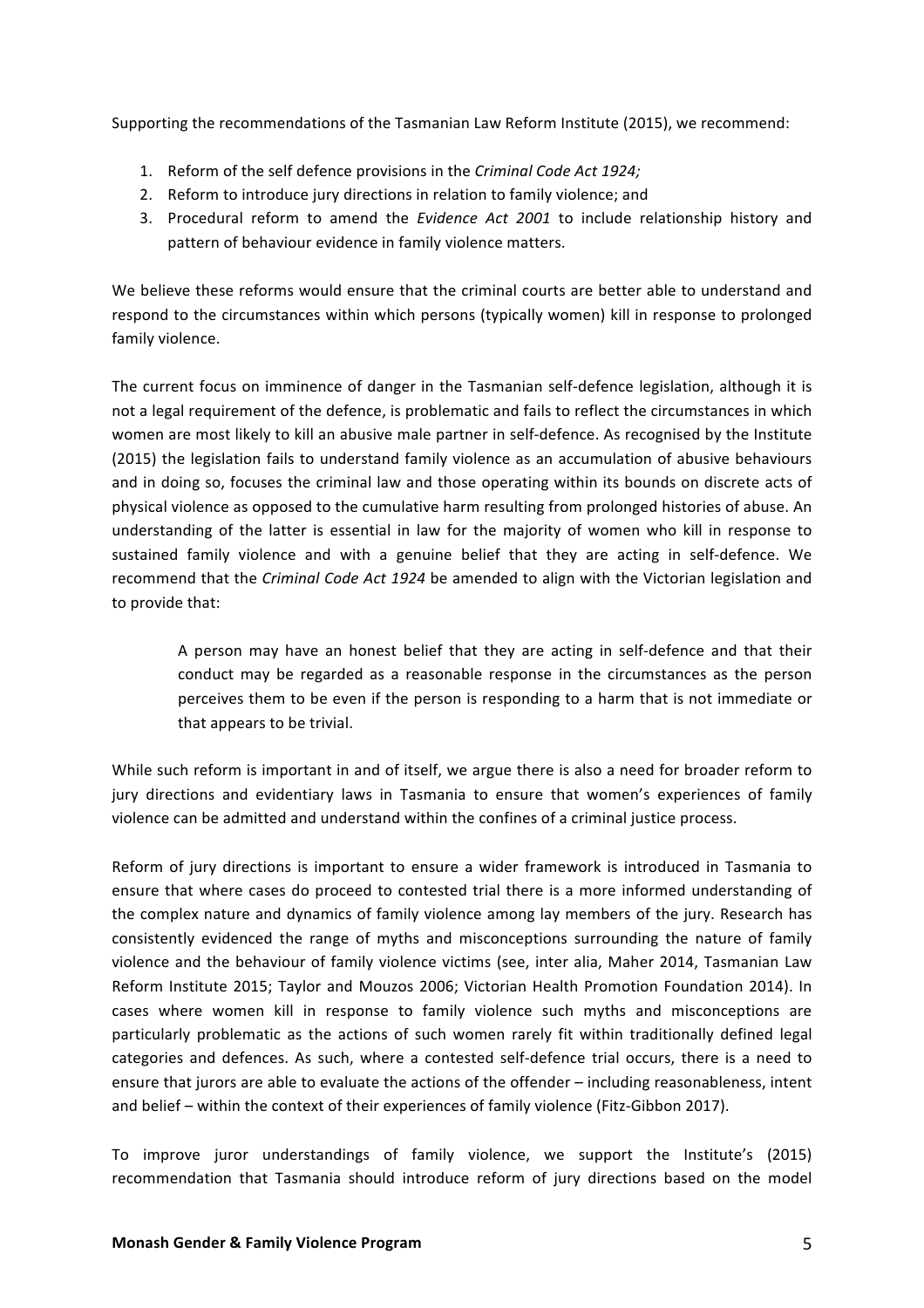Supporting the recommendations of the Tasmanian Law Reform Institute (2015), we recommend:

1. Reform of the self defence provisions in the *Criminal Code Act 1924;*
2. Reform to introduce jury directions in relation to family violence; and
3. Procedural reform to amend the *Evidence Act 2001* to include relationship history and pattern of behaviour evidence in family violence matters.

We believe these reforms would ensure that the criminal courts are better able to understand and respond to the circumstances within which persons (typically women) kill in response to prolonged family violence.

The current focus on imminence of danger in the Tasmanian self-defence legislation, although it is not a legal requirement of the defence, is problematic and fails to reflect the circumstances in which women are most likely to kill an abusive male partner in self-defence. As recognised by the Institute (2015) the legislation fails to understand family violence as an accumulation of abusive behaviours and in doing so, focuses the criminal law and those operating within its bounds on discrete acts of physical violence as opposed to the cumulative harm resulting from prolonged histories of abuse. An understanding of the latter is essential in law for the majority of women who kill in response to sustained family violence and with a genuine belief that they are acting in self-defence. We recommend that the *Criminal Code Act 1924* be amended to align with the Victorian legislation and to provide that:

> A person may have an honest belief that they are acting in self-defence and that their conduct may be regarded as a reasonable response in the circumstances as the person perceives them to be even if the person is responding to a harm that is not immediate or that appears to be trivial.

While such reform is important in and of itself, we argue there is also a need for broader reform to jury directions and evidentiary laws in Tasmania to ensure that women's experiences of family violence can be admitted and understand within the confines of a criminal justice process.

Reform of jury directions is important to ensure a wider framework is introduced in Tasmania to ensure that where cases do proceed to contested trial there is a more informed understanding of the complex nature and dynamics of family violence among lay members of the jury. Research has consistently evidenced the range of myths and misconceptions surrounding the nature of family violence and the behaviour of family violence victims (see, inter alia, Maher 2014, Tasmanian Law Reform Institute 2015; Taylor and Mouzos 2006; Victorian Health Promotion Foundation 2014). In cases where women kill in response to family violence such myths and misconceptions are particularly problematic as the actions of such women rarely fit within traditionally defined legal categories and defences. As such, where a contested self-defence trial occurs, there is a need to ensure that jurors are able to evaluate the actions of the offender – including reasonableness, intent and belief – within the context of their experiences of family violence (Fitz-Gibbon 2017).

To improve juror understandings of family violence, we support the Institute's (2015) recommendation that Tasmania should introduce reform of jury directions based on the model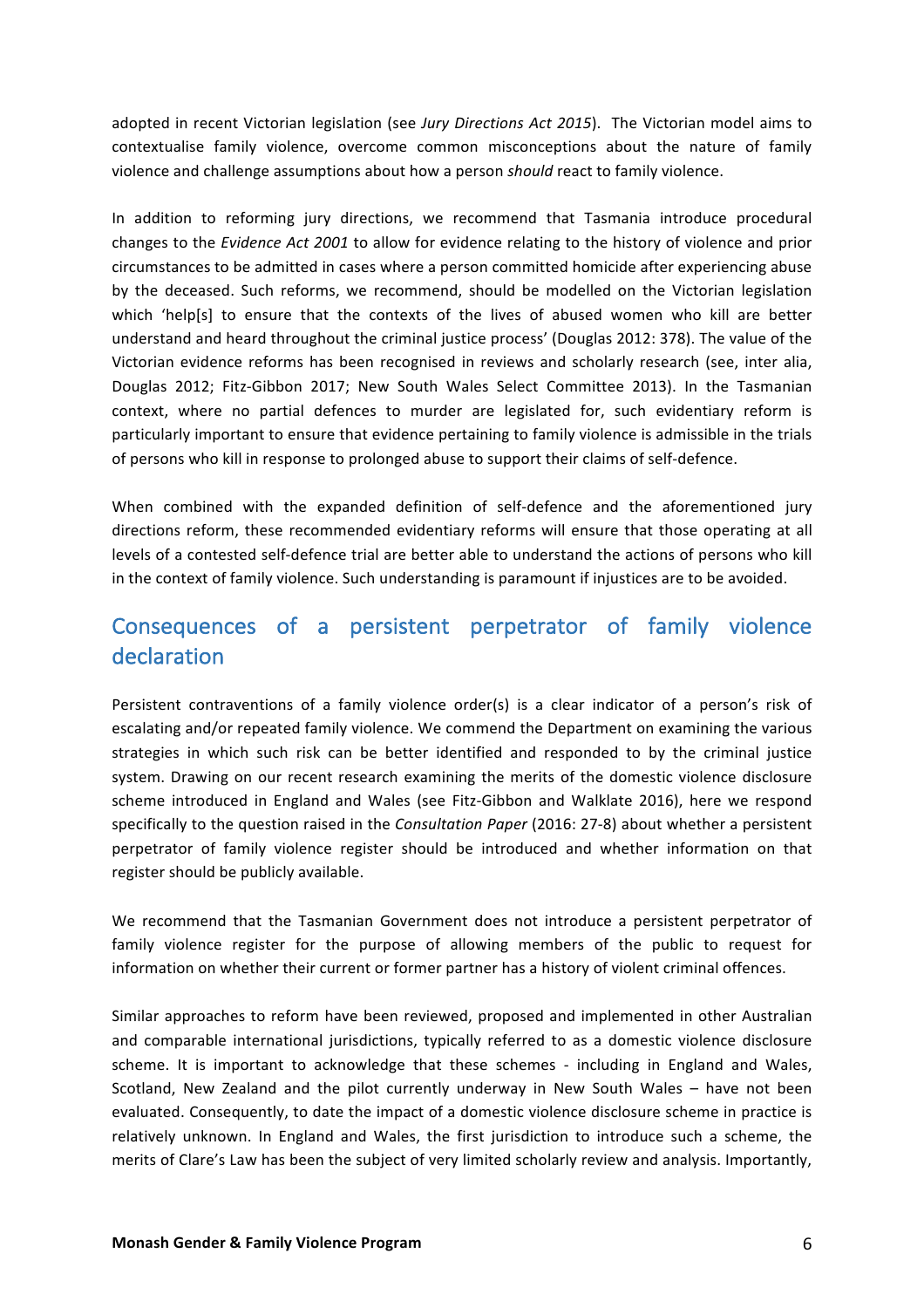adopted in recent Victorian legislation (see *Jury Directions Act 2015*). The Victorian model aims to contextualise family violence, overcome common misconceptions about the nature of family violence and challenge assumptions about how a person *should* react to family violence.

In addition to reforming jury directions, we recommend that Tasmania introduce procedural changes to the *Evidence Act 2001* to allow for evidence relating to the history of violence and prior circumstances to be admitted in cases where a person committed homicide after experiencing abuse by the deceased. Such reforms, we recommend, should be modelled on the Victorian legislation which 'help[s] to ensure that the contexts of the lives of abused women who kill are better understand and heard throughout the criminal justice process' (Douglas 2012: 378). The value of the Victorian evidence reforms has been recognised in reviews and scholarly research (see, inter alia, Douglas 2012; Fitz-Gibbon 2017; New South Wales Select Committee 2013). In the Tasmanian context, where no partial defences to murder are legislated for, such evidentiary reform is particularly important to ensure that evidence pertaining to family violence is admissible in the trials of persons who kill in response to prolonged abuse to support their claims of self-defence.

When combined with the expanded definition of self-defence and the aforementioned jury directions reform, these recommended evidentiary reforms will ensure that those operating at all levels of a contested self-defence trial are better able to understand the actions of persons who kill in the context of family violence. Such understanding is paramount if injustices are to be avoided.

## Consequences of a persistent perpetrator of family violence declaration

Persistent contraventions of a family violence order(s) is a clear indicator of a person's risk of escalating and/or repeated family violence. We commend the Department on examining the various strategies in which such risk can be better identified and responded to by the criminal justice system. Drawing on our recent research examining the merits of the domestic violence disclosure scheme introduced in England and Wales (see Fitz-Gibbon and Walklate 2016), here we respond specifically to the question raised in the *Consultation Paper* (2016: 27-8) about whether a persistent perpetrator of family violence register should be introduced and whether information on that register should be publicly available.

We recommend that the Tasmanian Government does not introduce a persistent perpetrator of family violence register for the purpose of allowing members of the public to request for information on whether their current or former partner has a history of violent criminal offences.

Similar approaches to reform have been reviewed, proposed and implemented in other Australian and comparable international jurisdictions, typically referred to as a domestic violence disclosure scheme. It is important to acknowledge that these schemes - including in England and Wales, Scotland, New Zealand and the pilot currently underway in New South Wales – have not been evaluated. Consequently, to date the impact of a domestic violence disclosure scheme in practice is relatively unknown. In England and Wales, the first jurisdiction to introduce such a scheme, the merits of Clare's Law has been the subject of very limited scholarly review and analysis. Importantly,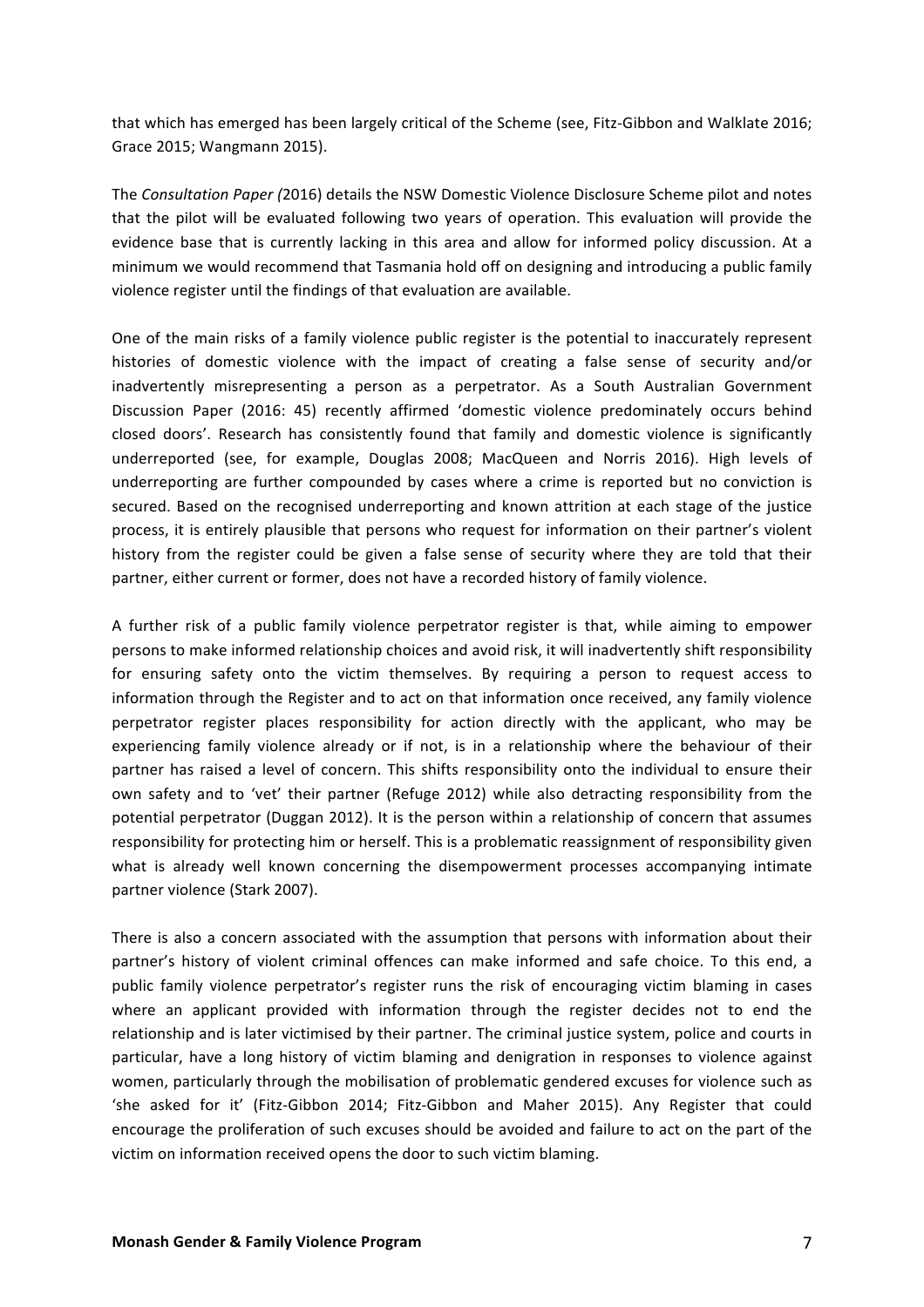that which has emerged has been largely critical of the Scheme (see, Fitz-Gibbon and Walklate 2016; Grace 2015; Wangmann 2015).

The *Consultation Paper (*2016) details the NSW Domestic Violence Disclosure Scheme pilot and notes that the pilot will be evaluated following two years of operation. This evaluation will provide the evidence base that is currently lacking in this area and allow for informed policy discussion. At a minimum we would recommend that Tasmania hold off on designing and introducing a public family violence register until the findings of that evaluation are available.

One of the main risks of a family violence public register is the potential to inaccurately represent histories of domestic violence with the impact of creating a false sense of security and/or inadvertently misrepresenting a person as a perpetrator. As a South Australian Government Discussion Paper (2016: 45) recently affirmed 'domestic violence predominately occurs behind closed doors'. Research has consistently found that family and domestic violence is significantly underreported (see, for example, Douglas 2008; MacQueen and Norris 2016). High levels of underreporting are further compounded by cases where a crime is reported but no conviction is secured. Based on the recognised underreporting and known attrition at each stage of the justice process, it is entirely plausible that persons who request for information on their partner's violent history from the register could be given a false sense of security where they are told that their partner, either current or former, does not have a recorded history of family violence.

A further risk of a public family violence perpetrator register is that, while aiming to empower persons to make informed relationship choices and avoid risk, it will inadvertently shift responsibility for ensuring safety onto the victim themselves. By requiring a person to request access to information through the Register and to act on that information once received, any family violence perpetrator register places responsibility for action directly with the applicant, who may be experiencing family violence already or if not, is in a relationship where the behaviour of their partner has raised a level of concern. This shifts responsibility onto the individual to ensure their own safety and to 'vet' their partner (Refuge 2012) while also detracting responsibility from the potential perpetrator (Duggan 2012). It is the person within a relationship of concern that assumes responsibility for protecting him or herself. This is a problematic reassignment of responsibility given what is already well known concerning the disempowerment processes accompanying intimate partner violence (Stark 2007).

There is also a concern associated with the assumption that persons with information about their partner's history of violent criminal offences can make informed and safe choice. To this end, a public family violence perpetrator's register runs the risk of encouraging victim blaming in cases where an applicant provided with information through the register decides not to end the relationship and is later victimised by their partner. The criminal justice system, police and courts in particular, have a long history of victim blaming and denigration in responses to violence against women, particularly through the mobilisation of problematic gendered excuses for violence such as 'she asked for it' (Fitz-Gibbon 2014; Fitz-Gibbon and Maher 2015). Any Register that could encourage the proliferation of such excuses should be avoided and failure to act on the part of the victim on information received opens the door to such victim blaming.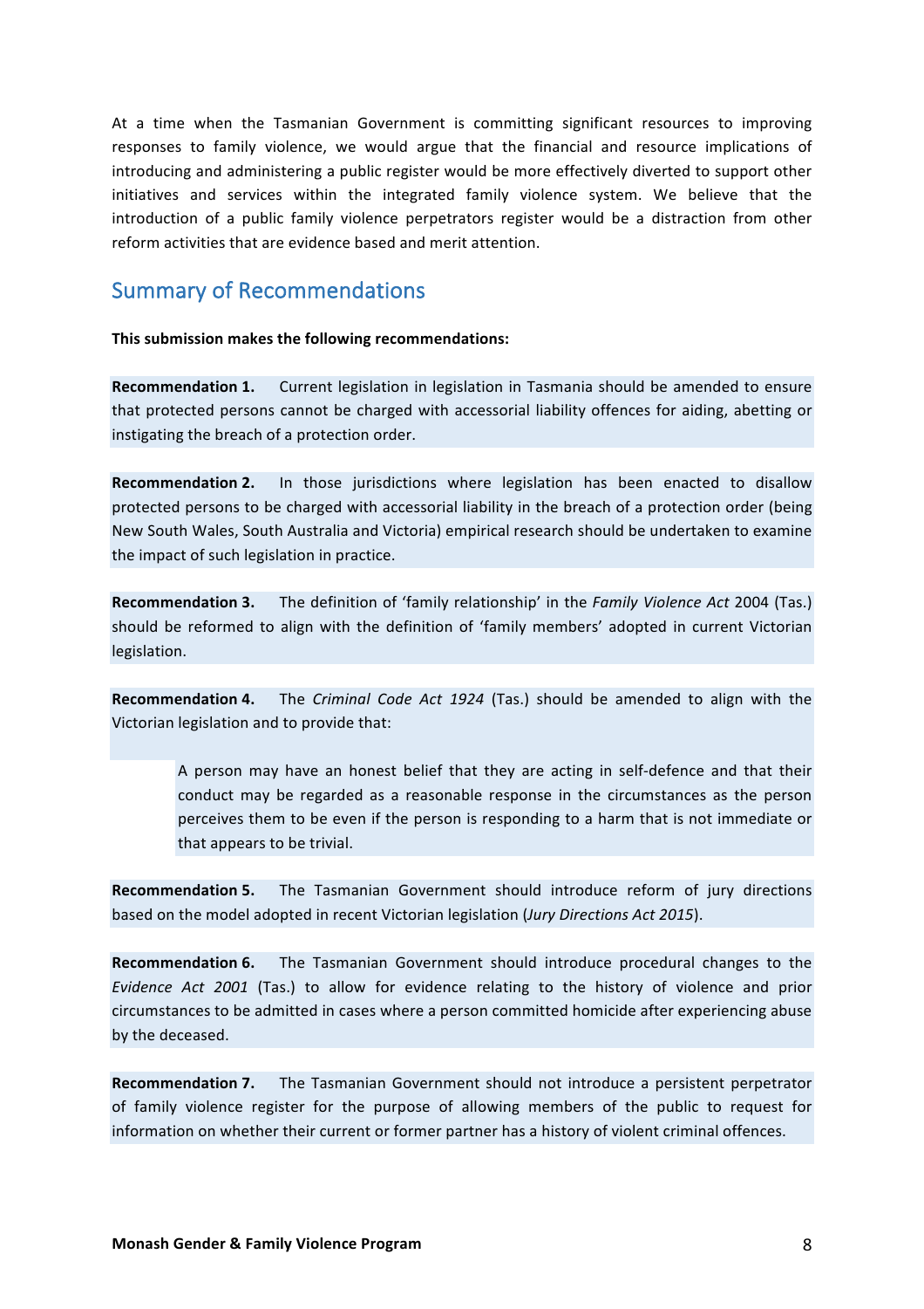At a time when the Tasmanian Government is committing significant resources to improving responses to family violence, we would argue that the financial and resource implications of introducing and administering a public register would be more effectively diverted to support other initiatives and services within the integrated family violence system. We believe that the introduction of a public family violence perpetrators register would be a distraction from other reform activities that are evidence based and merit attention.

## Summary of Recommendations

**This submission makes the following recommendations:**

**Recommendation 1.** Current legislation in legislation in Tasmania should be amended to ensure that protected persons cannot be charged with accessorial liability offences for aiding, abetting or instigating the breach of a protection order.

**Recommendation 2.** In those jurisdictions where legislation has been enacted to disallow protected persons to be charged with accessorial liability in the breach of a protection order (being New South Wales, South Australia and Victoria) empirical research should be undertaken to examine the impact of such legislation in practice.

**Recommendation 3.** The definition of 'family relationship' in the *Family Violence Act* 2004 (Tas.) should be reformed to align with the definition of 'family members' adopted in current Victorian legislation.

**Recommendation 4.** The *Criminal Code Act 1924* (Tas.) should be amended to align with the Victorian legislation and to provide that:

> A person may have an honest belief that they are acting in self-defence and that their conduct may be regarded as a reasonable response in the circumstances as the person perceives them to be even if the person is responding to a harm that is not immediate or that appears to be trivial.

**Recommendation 5.** The Tasmanian Government should introduce reform of jury directions based on the model adopted in recent Victorian legislation (*Jury Directions Act 2015*).

**Recommendation 6.** The Tasmanian Government should introduce procedural changes to the *Evidence Act 2001* (Tas.) to allow for evidence relating to the history of violence and prior circumstances to be admitted in cases where a person committed homicide after experiencing abuse by the deceased.

**Recommendation 7.** The Tasmanian Government should not introduce a persistent perpetrator of family violence register for the purpose of allowing members of the public to request for information on whether their current or former partner has a history of violent criminal offences.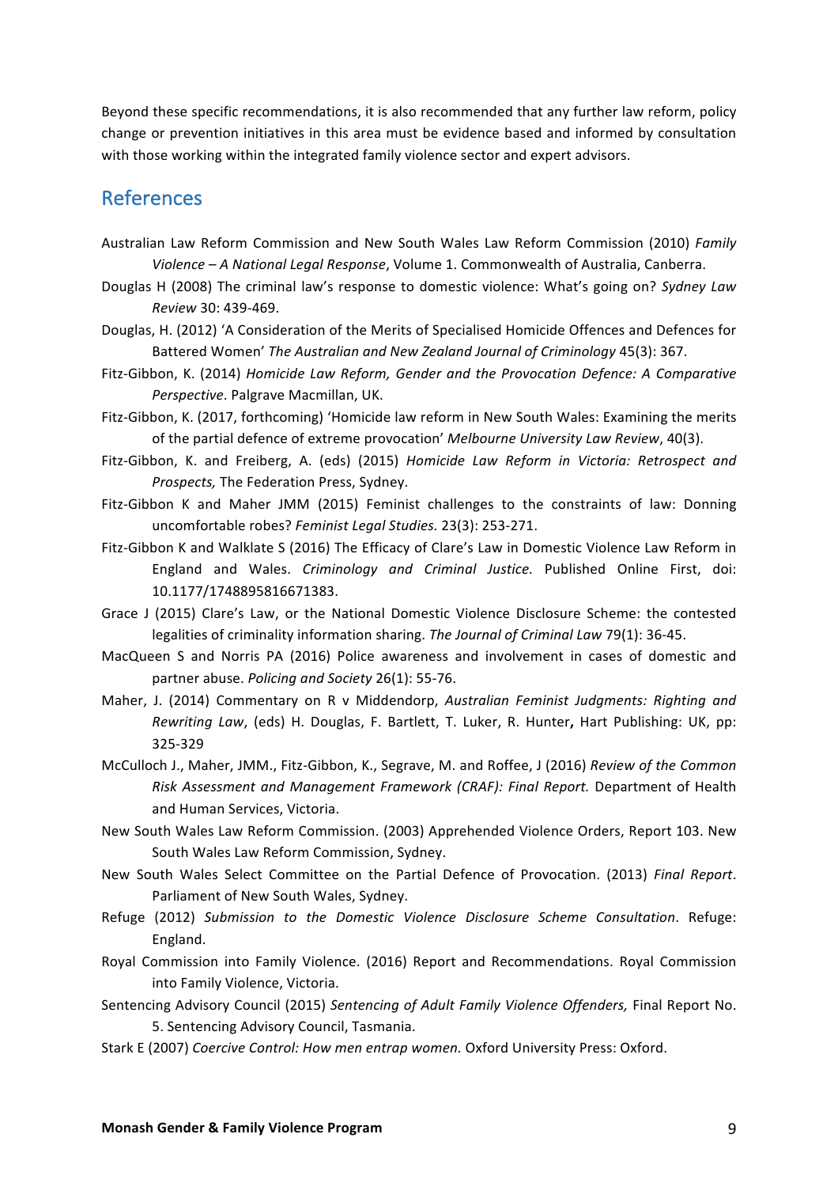Beyond these specific recommendations, it is also recommended that any further law reform, policy change or prevention initiatives in this area must be evidence based and informed by consultation with those working within the integrated family violence sector and expert advisors.

## References

Australian Law Reform Commission and New South Wales Law Reform Commission (2010) *Family Violence – A National Legal Response*, Volume 1. Commonwealth of Australia, Canberra.

Douglas H (2008) The criminal law's response to domestic violence: What's going on? *Sydney Law Review* 30: 439-469.

Douglas, H. (2012) 'A Consideration of the Merits of Specialised Homicide Offences and Defences for Battered Women' *The Australian and New Zealand Journal of Criminology* 45(3): 367.

Fitz-Gibbon, K. (2014) *Homicide Law Reform, Gender and the Provocation Defence: A Comparative Perspective*. Palgrave Macmillan, UK.

Fitz-Gibbon, K. (2017, forthcoming) 'Homicide law reform in New South Wales: Examining the merits of the partial defence of extreme provocation' *Melbourne University Law Review*, 40(3).

Fitz-Gibbon, K. and Freiberg, A. (eds) (2015) *Homicide Law Reform in Victoria: Retrospect and Prospects,* The Federation Press, Sydney.

Fitz-Gibbon K and Maher JMM (2015) Feminist challenges to the constraints of law: Donning uncomfortable robes? *Feminist Legal Studies.* 23(3): 253-271.

Fitz-Gibbon K and Walklate S (2016) The Efficacy of Clare's Law in Domestic Violence Law Reform in England and Wales. *Criminology and Criminal Justice.* Published Online First, doi: 10.1177/1748895816671383.

Grace J (2015) Clare's Law, or the National Domestic Violence Disclosure Scheme: the contested legalities of criminality information sharing. *The Journal of Criminal Law* 79(1): 36-45.

MacQueen S and Norris PA (2016) Police awareness and involvement in cases of domestic and partner abuse. *Policing and Society* 26(1): 55-76.

Maher, J. (2014) Commentary on R v Middendorp, *Australian Feminist Judgments: Righting and Rewriting Law*, (eds) H. Douglas, F. Bartlett, T. Luker, R. Hunter**,** Hart Publishing: UK, pp: 325-329

McCulloch J., Maher, JMM., Fitz-Gibbon, K., Segrave, M. and Roffee, J (2016) *Review of the Common Risk Assessment and Management Framework (CRAF): Final Report.* Department of Health and Human Services, Victoria.

New South Wales Law Reform Commission. (2003) Apprehended Violence Orders, Report 103. New South Wales Law Reform Commission, Sydney.

New South Wales Select Committee on the Partial Defence of Provocation. (2013) *Final Report*. Parliament of New South Wales, Sydney.

Refuge (2012) *Submission to the Domestic Violence Disclosure Scheme Consultation*. Refuge: England.

Royal Commission into Family Violence. (2016) Report and Recommendations. Royal Commission into Family Violence, Victoria.

Sentencing Advisory Council (2015) *Sentencing of Adult Family Violence Offenders,* Final Report No. 5. Sentencing Advisory Council, Tasmania.

Stark E (2007) *Coercive Control: How men entrap women.* Oxford University Press: Oxford.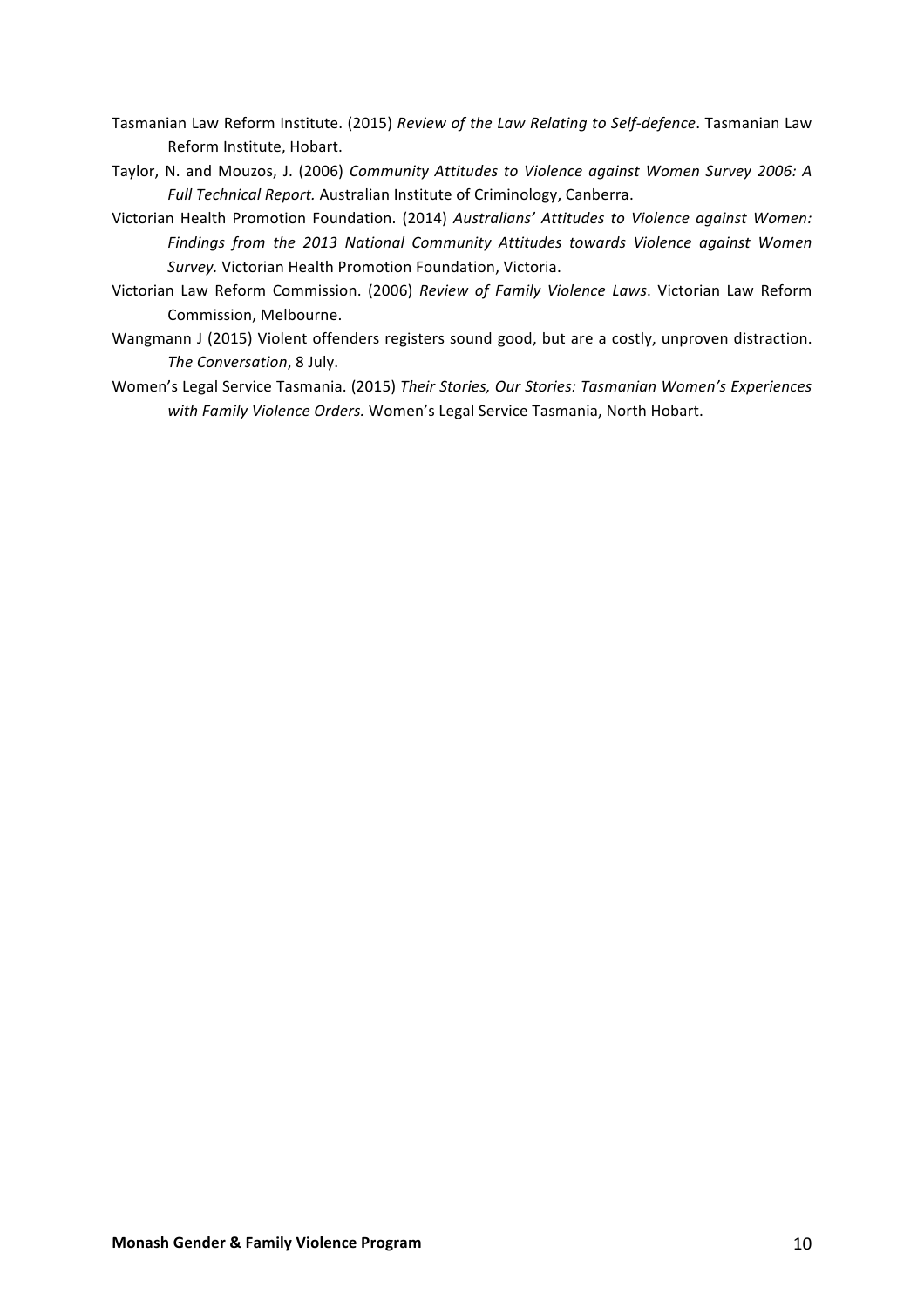Tasmanian Law Reform Institute. (2015) *Review of the Law Relating to Self-defence*. Tasmanian Law Reform Institute, Hobart.

Taylor, N. and Mouzos, J. (2006) *Community Attitudes to Violence against Women Survey 2006: A Full Technical Report.* Australian Institute of Criminology, Canberra.

Victorian Health Promotion Foundation. (2014) *Australians' Attitudes to Violence against Women: Findings from the 2013 National Community Attitudes towards Violence against Women Survey.* Victorian Health Promotion Foundation, Victoria.

Victorian Law Reform Commission. (2006) *Review of Family Violence Laws*. Victorian Law Reform Commission, Melbourne.

Wangmann J (2015) Violent offenders registers sound good, but are a costly, unproven distraction. *The Conversation*, 8 July.

Women's Legal Service Tasmania. (2015) *Their Stories, Our Stories: Tasmanian Women's Experiences with Family Violence Orders.* Women's Legal Service Tasmania, North Hobart.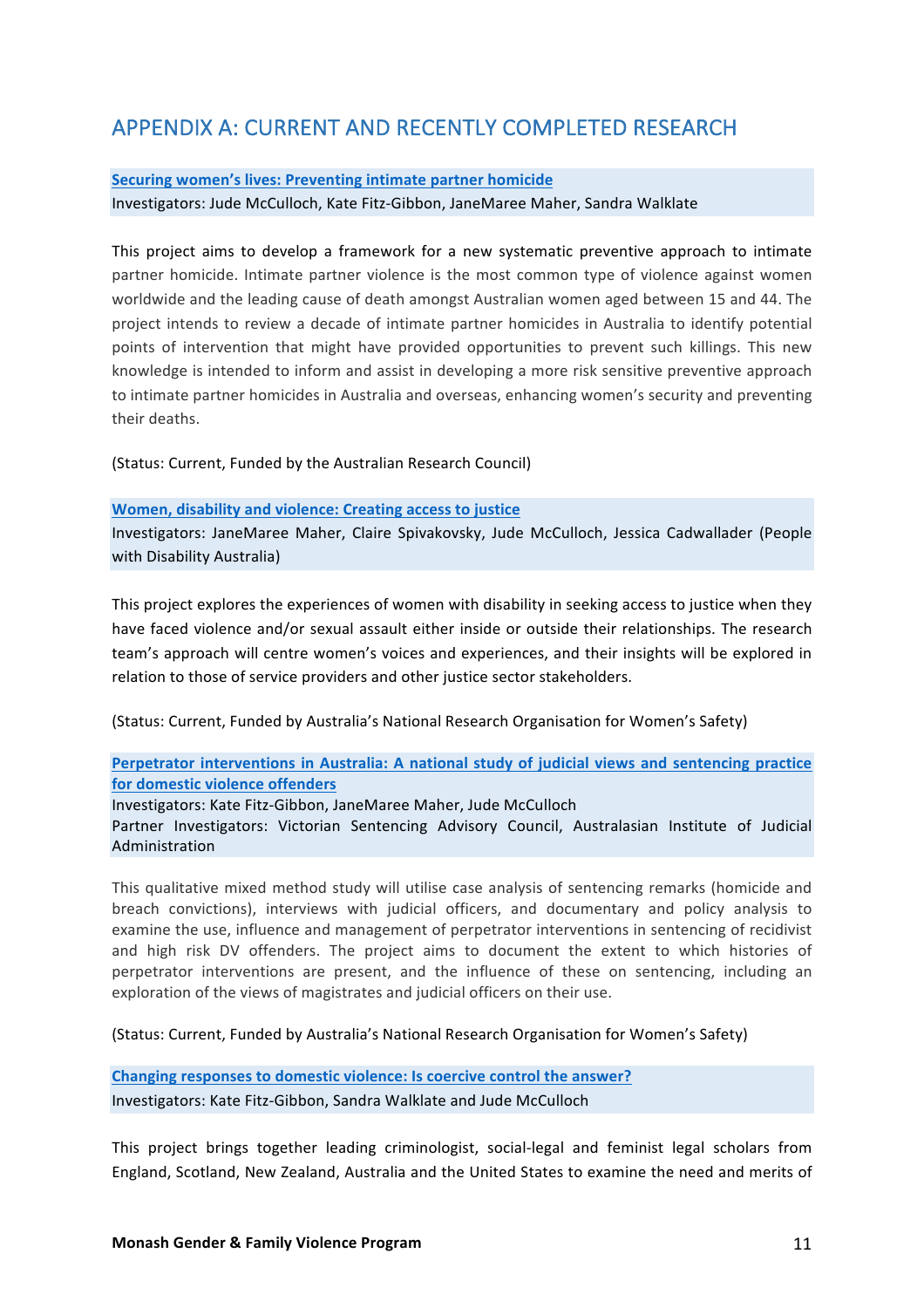## APPENDIX A: CURRENT AND RECENTLY COMPLETED RESEARCH

**Securing women's lives: Preventing intimate partner homicide**
Investigators: Jude McCulloch, Kate Fitz-Gibbon, JaneMaree Maher, Sandra Walklate

This project aims to develop a framework for a new systematic preventive approach to intimate partner homicide. Intimate partner violence is the most common type of violence against women worldwide and the leading cause of death amongst Australian women aged between 15 and 44. The project intends to review a decade of intimate partner homicides in Australia to identify potential points of intervention that might have provided opportunities to prevent such killings. This new knowledge is intended to inform and assist in developing a more risk sensitive preventive approach to intimate partner homicides in Australia and overseas, enhancing women's security and preventing their deaths.

(Status: Current, Funded by the Australian Research Council)

**Women, disability and violence: Creating access to justice**
Investigators: JaneMaree Maher, Claire Spivakovsky, Jude McCulloch, Jessica Cadwallader (People with Disability Australia)

This project explores the experiences of women with disability in seeking access to justice when they have faced violence and/or sexual assault either inside or outside their relationships. The research team's approach will centre women's voices and experiences, and their insights will be explored in relation to those of service providers and other justice sector stakeholders.

(Status: Current, Funded by Australia's National Research Organisation for Women's Safety)

**Perpetrator interventions in Australia: A national study of judicial views and sentencing practice for domestic violence offenders**
Investigators: Kate Fitz-Gibbon, JaneMaree Maher, Jude McCulloch
Partner Investigators: Victorian Sentencing Advisory Council, Australasian Institute of Judicial Administration

This qualitative mixed method study will utilise case analysis of sentencing remarks (homicide and breach convictions), interviews with judicial officers, and documentary and policy analysis to examine the use, influence and management of perpetrator interventions in sentencing of recidivist and high risk DV offenders. The project aims to document the extent to which histories of perpetrator interventions are present, and the influence of these on sentencing, including an exploration of the views of magistrates and judicial officers on their use.

(Status: Current, Funded by Australia's National Research Organisation for Women's Safety)

**Changing responses to domestic violence: Is coercive control the answer?**
Investigators: Kate Fitz-Gibbon, Sandra Walklate and Jude McCulloch

This project brings together leading criminologist, social-legal and feminist legal scholars from England, Scotland, New Zealand, Australia and the United States to examine the need and merits of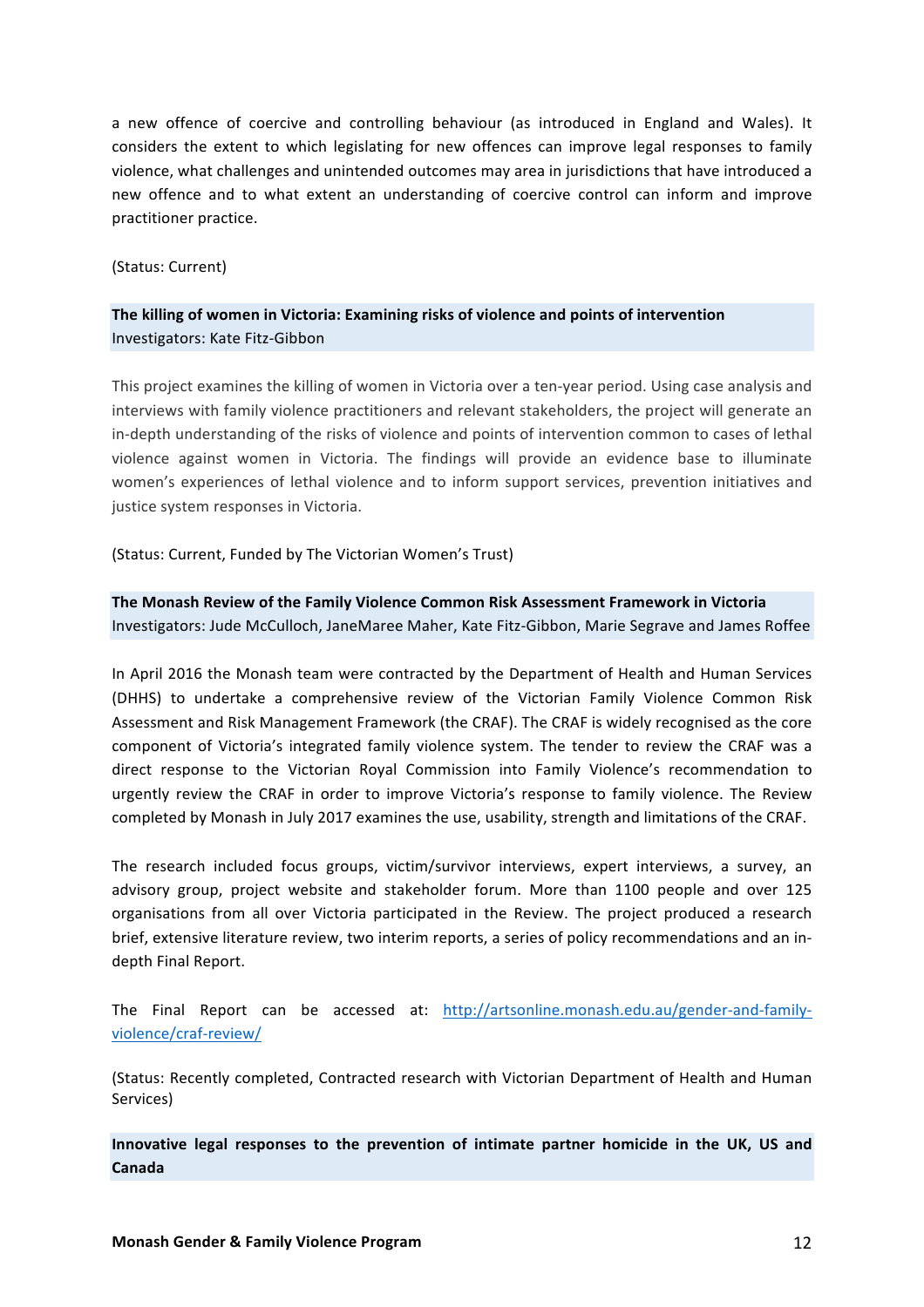a new offence of coercive and controlling behaviour (as introduced in England and Wales). It considers the extent to which legislating for new offences can improve legal responses to family violence, what challenges and unintended outcomes may area in jurisdictions that have introduced a new offence and to what extent an understanding of coercive control can inform and improve practitioner practice.

(Status: Current)

**The killing of women in Victoria: Examining risks of violence and points of intervention**
Investigators: Kate Fitz-Gibbon

This project examines the killing of women in Victoria over a ten-year period. Using case analysis and interviews with family violence practitioners and relevant stakeholders, the project will generate an in-depth understanding of the risks of violence and points of intervention common to cases of lethal violence against women in Victoria. The findings will provide an evidence base to illuminate women's experiences of lethal violence and to inform support services, prevention initiatives and justice system responses in Victoria.

(Status: Current, Funded by The Victorian Women's Trust)

**The Monash Review of the Family Violence Common Risk Assessment Framework in Victoria**
Investigators: Jude McCulloch, JaneMaree Maher, Kate Fitz-Gibbon, Marie Segrave and James Roffee

In April 2016 the Monash team were contracted by the Department of Health and Human Services (DHHS) to undertake a comprehensive review of the Victorian Family Violence Common Risk Assessment and Risk Management Framework (the CRAF). The CRAF is widely recognised as the core component of Victoria's integrated family violence system. The tender to review the CRAF was a direct response to the Victorian Royal Commission into Family Violence's recommendation to urgently review the CRAF in order to improve Victoria's response to family violence. The Review completed by Monash in July 2017 examines the use, usability, strength and limitations of the CRAF.

The research included focus groups, victim/survivor interviews, expert interviews, a survey, an advisory group, project website and stakeholder forum. More than 1100 people and over 125 organisations from all over Victoria participated in the Review. The project produced a research brief, extensive literature review, two interim reports, a series of policy recommendations and an in-depth Final Report.

The Final Report can be accessed at: http://artsonline.monash.edu.au/gender-and-family-violence/craf-review/

(Status: Recently completed, Contracted research with Victorian Department of Health and Human Services)

**Innovative legal responses to the prevention of intimate partner homicide in the UK, US and Canada**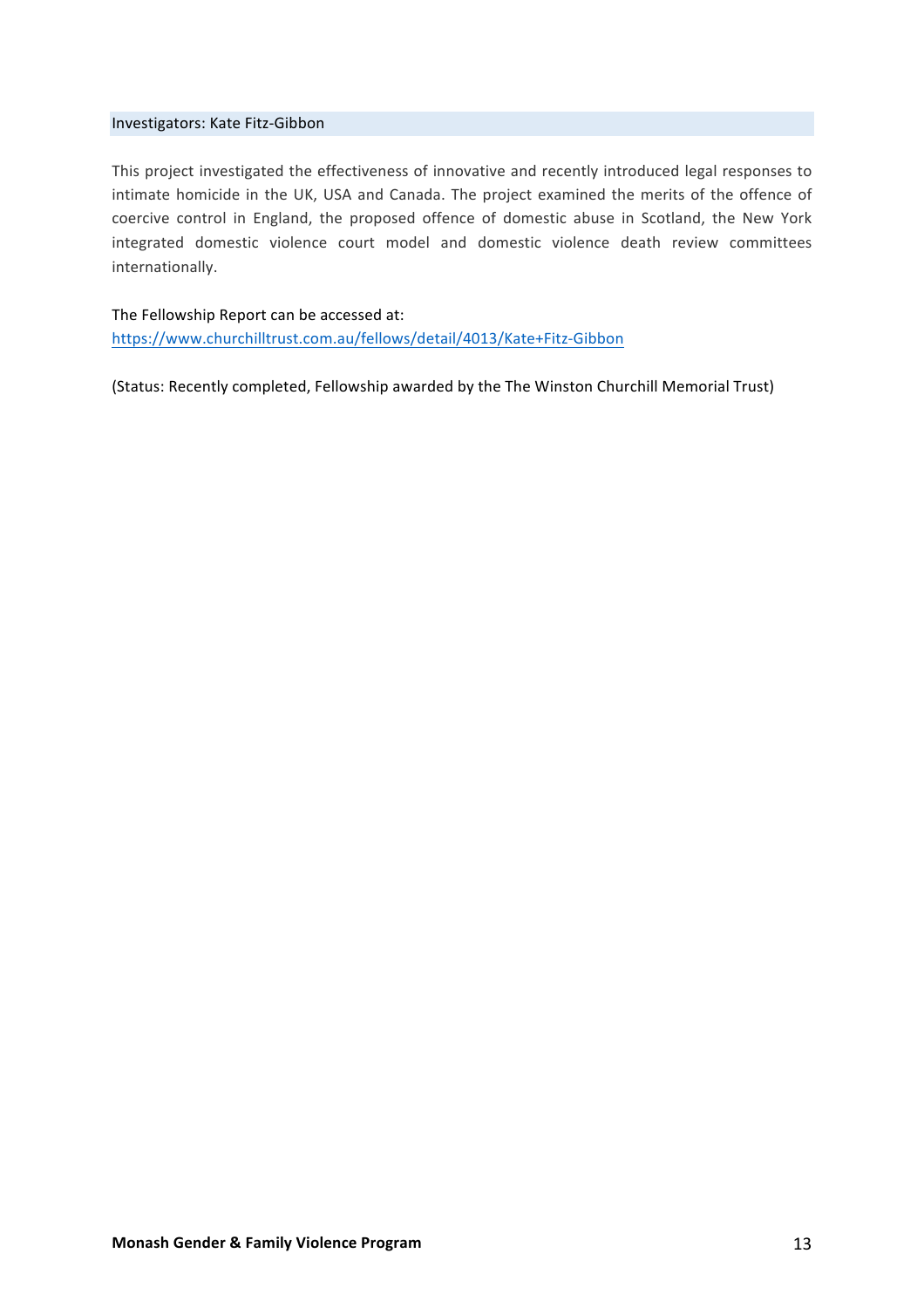Investigators: Kate Fitz-Gibbon

This project investigated the effectiveness of innovative and recently introduced legal responses to intimate homicide in the UK, USA and Canada. The project examined the merits of the offence of coercive control in England, the proposed offence of domestic abuse in Scotland, the New York integrated domestic violence court model and domestic violence death review committees internationally.

The Fellowship Report can be accessed at:
https://www.churchilltrust.com.au/fellows/detail/4013/Kate+Fitz-Gibbon

(Status: Recently completed, Fellowship awarded by the The Winston Churchill Memorial Trust)